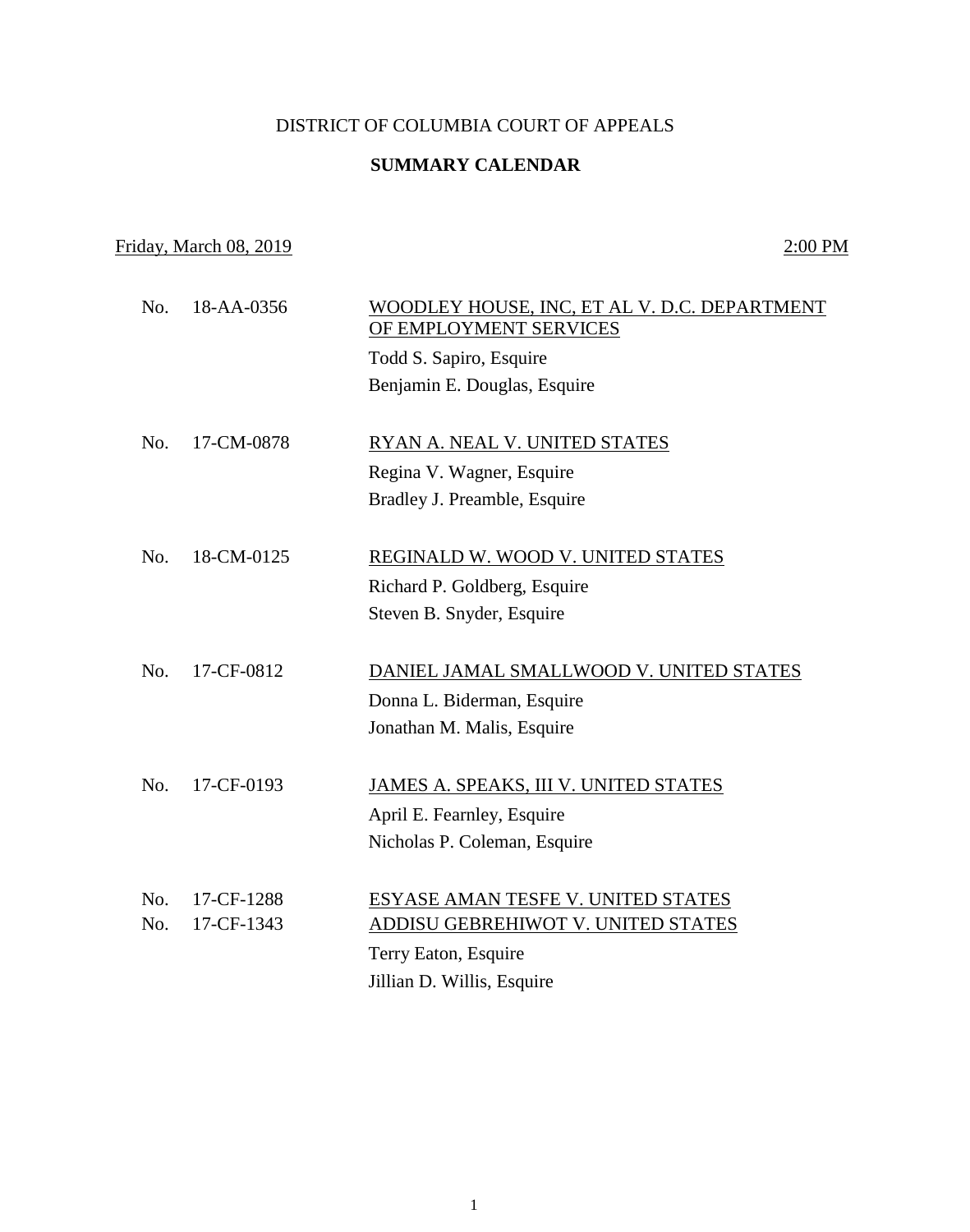# DISTRICT OF COLUMBIA COURT OF APPEALS

## SUMMARY CALENDAR

Friday, March 08, 2019 — 2:00 PM

No. 18-AA-0356 — WOODLEY HOUSE, INC, ET AL V. D.C. DEPARTMENT OF EMPLOYMENT SERVICES

Todd S. Sapiro, Esquire
Benjamin E. Douglas, Esquire

No. 17-CM-0878 — RYAN A. NEAL V. UNITED STATES

Regina V. Wagner, Esquire
Bradley J. Preamble, Esquire

No. 18-CM-0125 — REGINALD W. WOOD V. UNITED STATES

Richard P. Goldberg, Esquire
Steven B. Snyder, Esquire

No. 17-CF-0812 — DANIEL JAMAL SMALLWOOD V. UNITED STATES

Donna L. Biderman, Esquire
Jonathan M. Malis, Esquire

No. 17-CF-0193 — JAMES A. SPEAKS, III V. UNITED STATES

April E. Fearnley, Esquire
Nicholas P. Coleman, Esquire

No. 17-CF-1288 — ESYASE AMAN TESFE V. UNITED STATES
No. 17-CF-1343 — ADDISU GEBREHIWOT V. UNITED STATES

Terry Eaton, Esquire
Jillian D. Willis, Esquire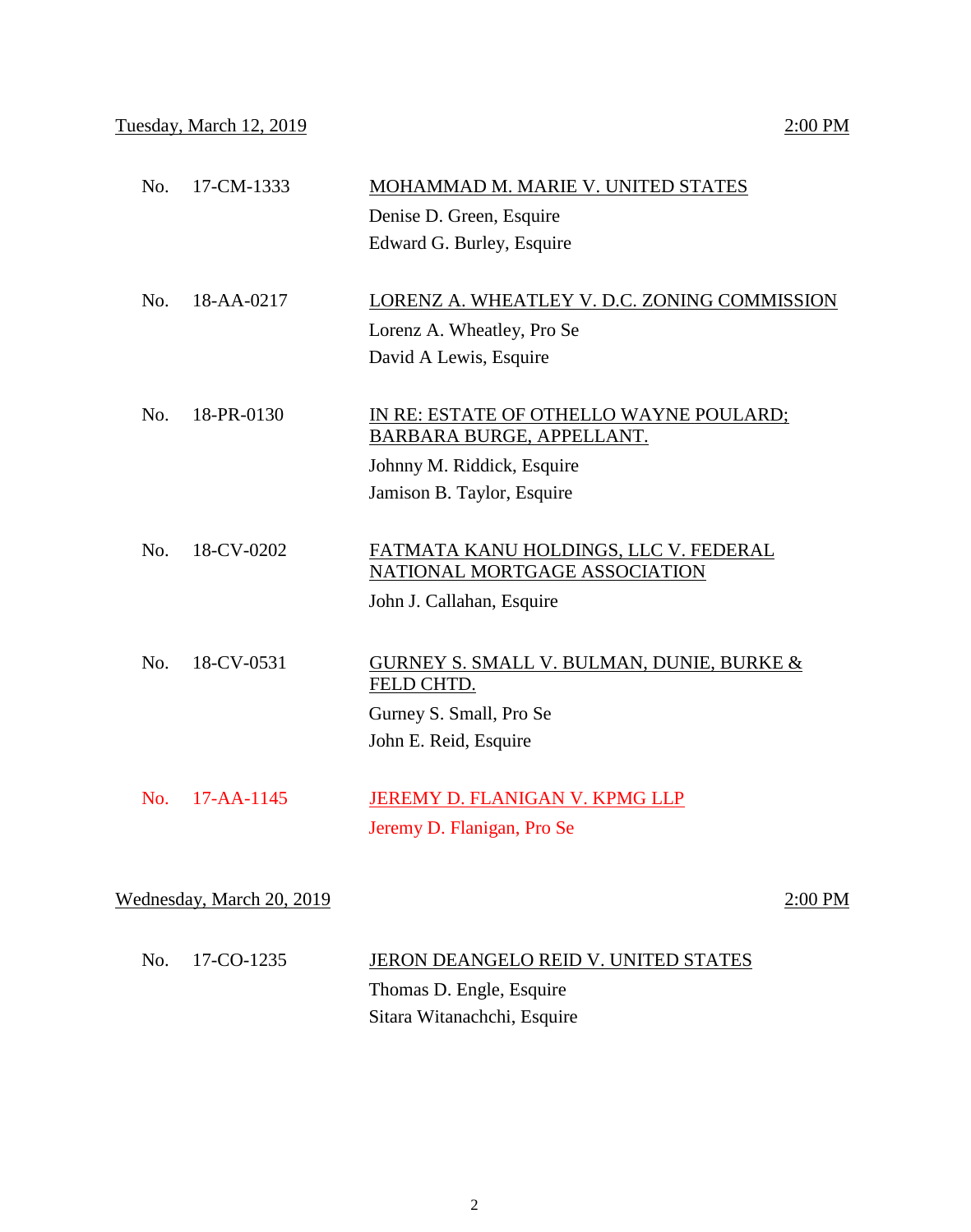Tuesday, March 12, 2019 — 2:00 PM

No. 17-CM-1333 — MOHAMMAD M. MARIE V. UNITED STATES
Denise D. Green, Esquire
Edward G. Burley, Esquire

No. 18-AA-0217 — LORENZ A. WHEATLEY V. D.C. ZONING COMMISSION
Lorenz A. Wheatley, Pro Se
David A Lewis, Esquire

No. 18-PR-0130 — IN RE: ESTATE OF OTHELLO WAYNE POULARD; BARBARA BURGE, APPELLANT.
Johnny M. Riddick, Esquire
Jamison B. Taylor, Esquire

No. 18-CV-0202 — FATMATA KANU HOLDINGS, LLC V. FEDERAL NATIONAL MORTGAGE ASSOCIATION
John J. Callahan, Esquire

No. 18-CV-0531 — GURNEY S. SMALL V. BULMAN, DUNIE, BURKE & FELD CHTD.
Gurney S. Small, Pro Se
John E. Reid, Esquire

No. 17-AA-1145 — JEREMY D. FLANIGAN V. KPMG LLP
Jeremy D. Flanigan, Pro Se

Wednesday, March 20, 2019 — 2:00 PM

No. 17-CO-1235 — JERON DEANGELO REID V. UNITED STATES
Thomas D. Engle, Esquire
Sitara Witanachchi, Esquire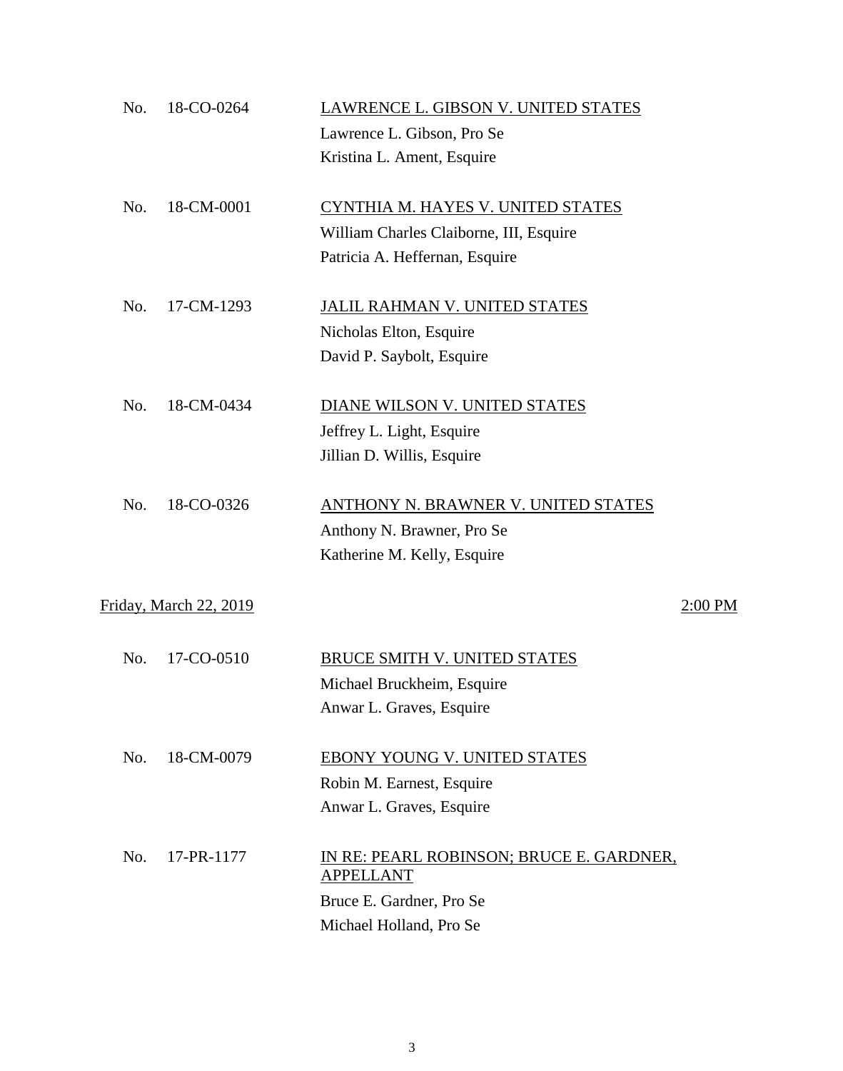No. 18-CO-0264

<u>LAWRENCE L. GIBSON V. UNITED STATES</u>
Lawrence L. Gibson, Pro Se
Kristina L. Ament, Esquire

No. 18-CM-0001

<u>CYNTHIA M. HAYES V. UNITED STATES</u>
William Charles Claiborne, III, Esquire
Patricia A. Heffernan, Esquire

No. 17-CM-1293

<u>JALIL RAHMAN V. UNITED STATES</u>
Nicholas Elton, Esquire
David P. Saybolt, Esquire

No. 18-CM-0434

<u>DIANE WILSON V. UNITED STATES</u>
Jeffrey L. Light, Esquire
Jillian D. Willis, Esquire

No. 18-CO-0326

<u>ANTHONY N. BRAWNER V. UNITED STATES</u>
Anthony N. Brawner, Pro Se
Katherine M. Kelly, Esquire

<u>Friday, March 22, 2019</u> <u>2:00 PM</u>

No. 17-CO-0510

<u>BRUCE SMITH V. UNITED STATES</u>
Michael Bruckheim, Esquire
Anwar L. Graves, Esquire

No. 18-CM-0079

<u>EBONY YOUNG V. UNITED STATES</u>
Robin M. Earnest, Esquire
Anwar L. Graves, Esquire

No. 17-PR-1177

<u>IN RE: PEARL ROBINSON; BRUCE E. GARDNER, APPELLANT</u>
Bruce E. Gardner, Pro Se
Michael Holland, Pro Se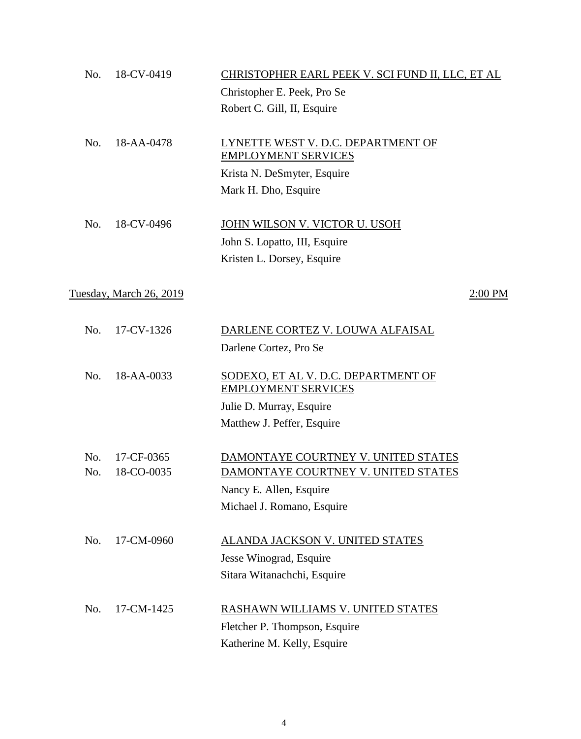No. 18-CV-0419 — <u>CHRISTOPHER EARL PEEK V. SCI FUND II, LLC, ET AL</u>

Christopher E. Peek, Pro Se
Robert C. Gill, II, Esquire

No. 18-AA-0478 — <u>LYNETTE WEST V. D.C. DEPARTMENT OF EMPLOYMENT SERVICES</u>

Krista N. DeSmyter, Esquire
Mark H. Dho, Esquire

No. 18-CV-0496 — <u>JOHN WILSON V. VICTOR U. USOH</u>

John S. Lopatto, III, Esquire
Kristen L. Dorsey, Esquire

<u>Tuesday, March 26, 2019</u> — <u>2:00 PM</u>

No. 17-CV-1326 — <u>DARLENE CORTEZ V. LOUWA ALFAISAL</u>

Darlene Cortez, Pro Se

No. 18-AA-0033 — <u>SODEXO, ET AL V. D.C. DEPARTMENT OF EMPLOYMENT SERVICES</u>

Julie D. Murray, Esquire
Matthew J. Peffer, Esquire

No. 17-CF-0365 — <u>DAMONTAYE COURTNEY V. UNITED STATES</u>
No. 18-CO-0035 — <u>DAMONTAYE COURTNEY V. UNITED STATES</u>

Nancy E. Allen, Esquire
Michael J. Romano, Esquire

No. 17-CM-0960 — <u>ALANDA JACKSON V. UNITED STATES</u>

Jesse Winograd, Esquire
Sitara Witanachchi, Esquire

No. 17-CM-1425 — <u>RASHAWN WILLIAMS V. UNITED STATES</u>

Fletcher P. Thompson, Esquire
Katherine M. Kelly, Esquire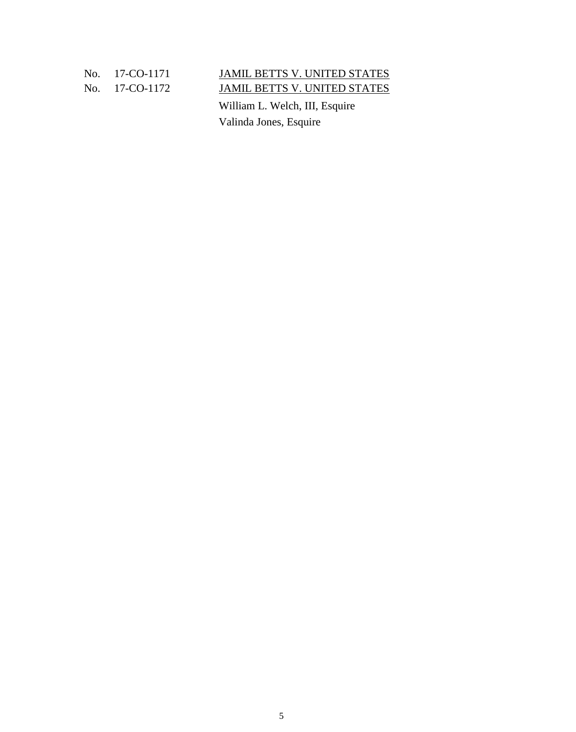No. 17-CO-1171 <u>JAMIL BETTS V. UNITED STATES</u>

No. 17-CO-1172 <u>JAMIL BETTS V. UNITED STATES</u>

William L. Welch, III, Esquire

Valinda Jones, Esquire